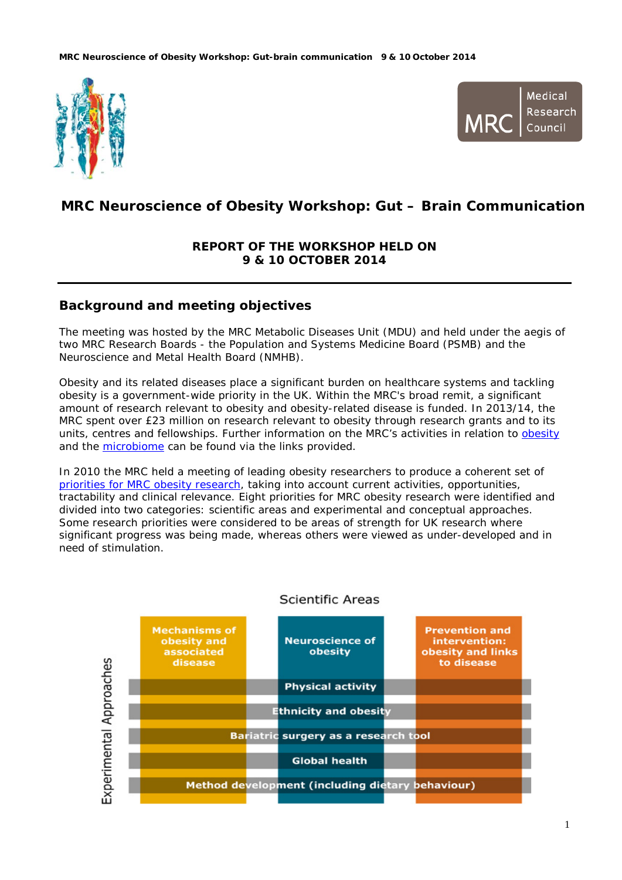# MRC Neuroscience of Obesity Workshop: Gut – Brain Communication

**REPORT OF THE WORKSHOP HELD ON**
**9 & 10 OCTOBER 2014**

---

## Background and meeting objectives

The meeting was hosted by the MRC Metabolic Diseases Unit (MDU) and held under the aegis of two MRC Research Boards - the Population and Systems Medicine Board (PSMB) and the Neuroscience and Metal Health Board (NMHB).

Obesity and its related diseases place a significant burden on healthcare systems and tackling obesity is a government-wide priority in the UK. Within the MRC's broad remit, a significant amount of research relevant to obesity and obesity-related disease is funded. In 2013/14, the MRC spent over £23 million on research relevant to obesity through research grants and to its units, centres and fellowships. Further information on the MRC's activities in relation to obesity and the microbiome can be found via the links provided.

In 2010 the MRC held a meeting of leading obesity researchers to produce a coherent set of priorities for MRC obesity research, taking into account current activities, opportunities, tractability and clinical relevance. Eight priorities for MRC obesity research were identified and divided into two categories: scientific areas and experimental and conceptual approaches. Some research priorities were considered to be areas of strength for UK research where significant progress was being made, whereas others were viewed as under-developed and in need of stimulation.

Scientific Areas

| | Mechanisms of obesity and associated disease | Neuroscience of obesity | Prevention and intervention: obesity and links to disease |
|---|---|---|---|
| **Experimental Approaches** | | | |
| | Physical activity | | |
| | Ethnicity and obesity | | |
| | Bariatric surgery as a research tool | | |
| | Global health | | |
| | Method development (including dietary behaviour) | | |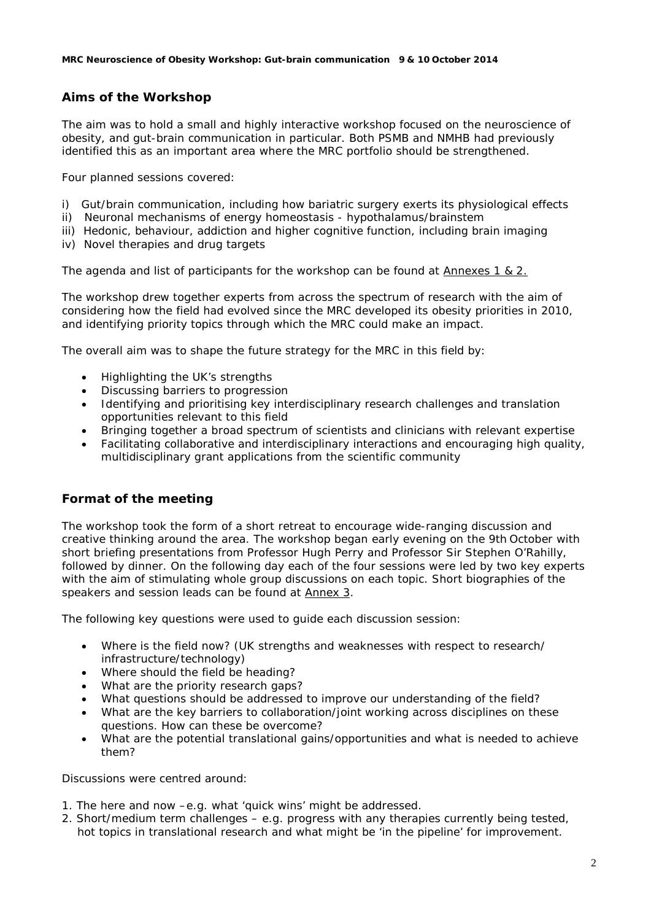## Aims of the Workshop

The aim was to hold a small and highly interactive workshop focused on the neuroscience of obesity, and gut-brain communication in particular. Both PSMB and NMHB had previously identified this as an important area where the MRC portfolio should be strengthened.

Four planned sessions covered:

i) Gut/brain communication, including how bariatric surgery exerts its physiological effects
ii) Neuronal mechanisms of energy homeostasis - hypothalamus/brainstem
iii) Hedonic, behaviour, addiction and higher cognitive function, including brain imaging
iv) Novel therapies and drug targets

The agenda and list of participants for the workshop can be found at Annexes 1 & 2.

The workshop drew together experts from across the spectrum of research with the aim of considering how the field had evolved since the MRC developed its obesity priorities in 2010, and identifying priority topics through which the MRC could make an impact.

The overall aim was to shape the future strategy for the MRC in this field by:

- Highlighting the UK's strengths
- Discussing barriers to progression
- Identifying and prioritising key interdisciplinary research challenges and translation opportunities relevant to this field
- Bringing together a broad spectrum of scientists and clinicians with relevant expertise
- Facilitating collaborative and interdisciplinary interactions and encouraging high quality, multidisciplinary grant applications from the scientific community

## Format of the meeting

The workshop took the form of a short retreat to encourage wide-ranging discussion and creative thinking around the area. The workshop began early evening on the 9th October with short briefing presentations from Professor Hugh Perry and Professor Sir Stephen O'Rahilly, followed by dinner. On the following day each of the four sessions were led by two key experts with the aim of stimulating whole group discussions on each topic. Short biographies of the speakers and session leads can be found at Annex 3.

The following key questions were used to guide each discussion session:

- Where is the field now? (UK strengths and weaknesses with respect to research/ infrastructure/technology)
- Where should the field be heading?
- What are the priority research gaps?
- What questions should be addressed to improve our understanding of the field?
- What are the key barriers to collaboration/joint working across disciplines on these questions. How can these be overcome?
- What are the potential translational gains/opportunities and what is needed to achieve them?

Discussions were centred around:

1. The here and now –e.g. what 'quick wins' might be addressed.
2. Short/medium term challenges – e.g. progress with any therapies currently being tested, hot topics in translational research and what might be 'in the pipeline' for improvement.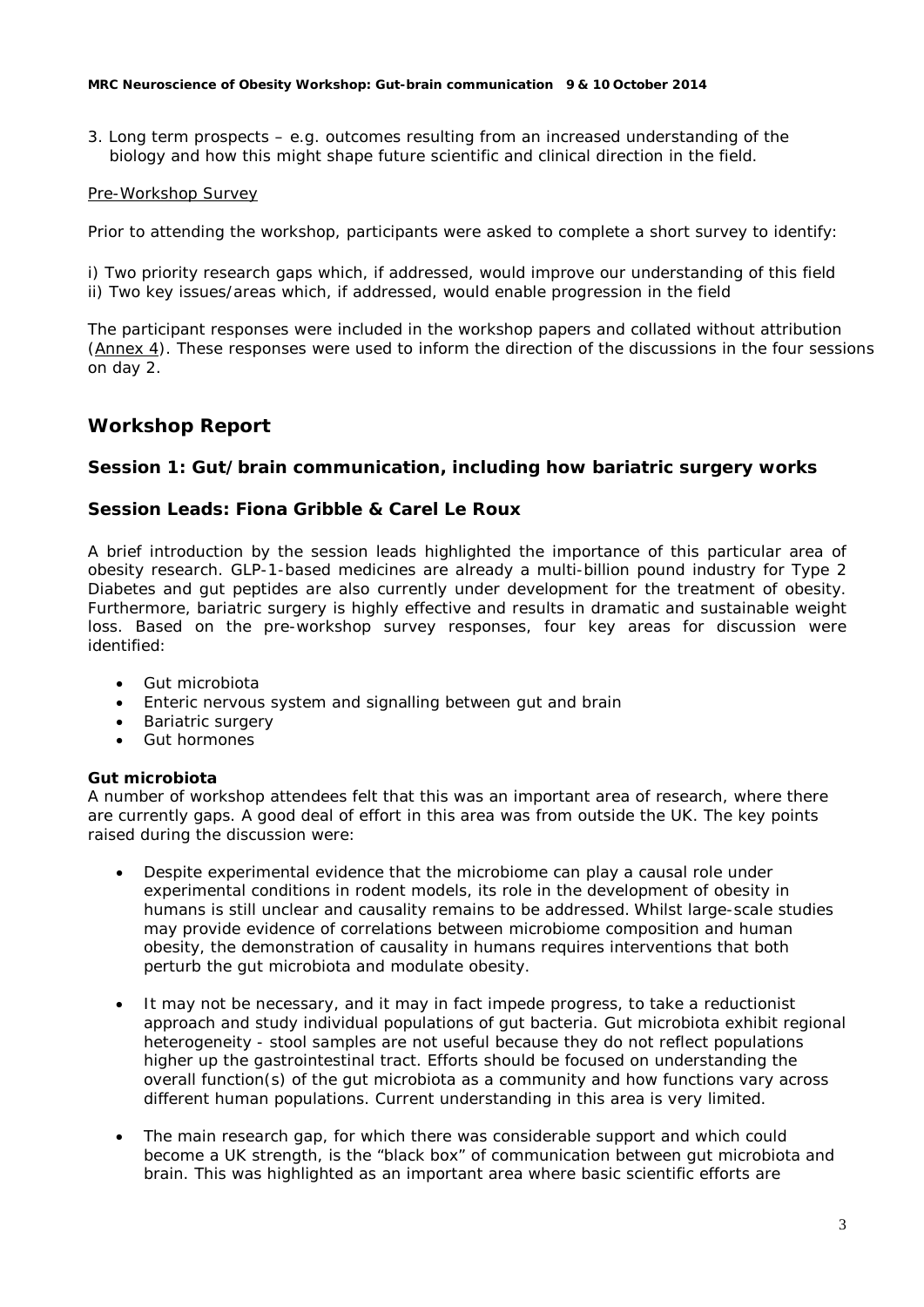3. Long term prospects – e.g. outcomes resulting from an increased understanding of the biology and how this might shape future scientific and clinical direction in the field.

Pre-Workshop Survey

Prior to attending the workshop, participants were asked to complete a short survey to identify:

i) Two priority research gaps which, if addressed, would improve our understanding of this field
ii) Two key issues/areas which, if addressed, would enable progression in the field

The participant responses were included in the workshop papers and collated without attribution (Annex 4). These responses were used to inform the direction of the discussions in the four sessions on day 2.

## Workshop Report

### Session 1: Gut/brain communication, including how bariatric surgery works

### Session Leads: Fiona Gribble & Carel Le Roux

A brief introduction by the session leads highlighted the importance of this particular area of obesity research. GLP-1-based medicines are already a multi-billion pound industry for Type 2 Diabetes and gut peptides are also currently under development for the treatment of obesity. Furthermore, bariatric surgery is highly effective and results in dramatic and sustainable weight loss. Based on the pre-workshop survey responses, four key areas for discussion were identified:

- Gut microbiota
- Enteric nervous system and signalling between gut and brain
- Bariatric surgery
- Gut hormones

**Gut microbiota**
A number of workshop attendees felt that this was an important area of research, where there are currently gaps. A good deal of effort in this area was from outside the UK. The key points raised during the discussion were:

- Despite experimental evidence that the microbiome can play a causal role under experimental conditions in rodent models, its role in the development of obesity in humans is still unclear and causality remains to be addressed. Whilst large-scale studies may provide evidence of correlations between microbiome composition and human obesity, the demonstration of causality in humans requires interventions that both perturb the gut microbiota and modulate obesity.

- It may not be necessary, and it may in fact impede progress, to take a reductionist approach and study individual populations of gut bacteria. Gut microbiota exhibit regional heterogeneity - stool samples are not useful because they do not reflect populations higher up the gastrointestinal tract. Efforts should be focused on understanding the overall function(s) of the gut microbiota as a community and how functions vary across different human populations. Current understanding in this area is very limited.

- The main research gap, for which there was considerable support and which could become a UK strength, is the "black box" of communication between gut microbiota and brain. This was highlighted as an important area where basic scientific efforts are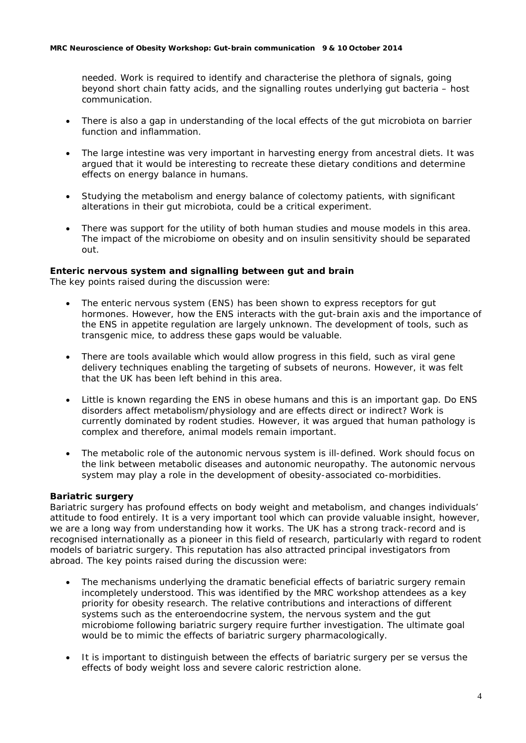needed. Work is required to identify and characterise the plethora of signals, going beyond short chain fatty acids, and the signalling routes underlying gut bacteria – host communication.

- There is also a gap in understanding of the local effects of the gut microbiota on barrier function and inflammation.

- The large intestine was very important in harvesting energy from ancestral diets. It was argued that it would be interesting to recreate these dietary conditions and determine effects on energy balance in humans.

- Studying the metabolism and energy balance of colectomy patients, with significant alterations in their gut microbiota, could be a critical experiment.

- There was support for the utility of both human studies and mouse models in this area. The impact of the microbiome on obesity and on insulin sensitivity should be separated out.

**Enteric nervous system and signalling between gut and brain**
The key points raised during the discussion were:

- The enteric nervous system (ENS) has been shown to express receptors for gut hormones. However, how the ENS interacts with the gut-brain axis and the importance of the ENS in appetite regulation are largely unknown. The development of tools, such as transgenic mice, to address these gaps would be valuable.

- There are tools available which would allow progress in this field, such as viral gene delivery techniques enabling the targeting of subsets of neurons. However, it was felt that the UK has been left behind in this area.

- Little is known regarding the ENS in obese humans and this is an important gap. Do ENS disorders affect metabolism/physiology and are effects direct or indirect? Work is currently dominated by rodent studies. However, it was argued that human pathology is complex and therefore, animal models remain important.

- The metabolic role of the autonomic nervous system is ill-defined. Work should focus on the link between metabolic diseases and autonomic neuropathy. The autonomic nervous system may play a role in the development of obesity-associated co-morbidities.

**Bariatric surgery**
Bariatric surgery has profound effects on body weight and metabolism, and changes individuals' attitude to food entirely. It is a very important tool which can provide valuable insight, however, we are a long way from understanding how it works. The UK has a strong track-record and is recognised internationally as a pioneer in this field of research, particularly with regard to rodent models of bariatric surgery. This reputation has also attracted principal investigators from abroad. The key points raised during the discussion were:

- The mechanisms underlying the dramatic beneficial effects of bariatric surgery remain incompletely understood. This was identified by the MRC workshop attendees as a key priority for obesity research. The relative contributions and interactions of different systems such as the enteroendocrine system, the nervous system and the gut microbiome following bariatric surgery require further investigation. The ultimate goal would be to mimic the effects of bariatric surgery pharmacologically.

- It is important to distinguish between the effects of bariatric surgery per se versus the effects of body weight loss and severe caloric restriction alone.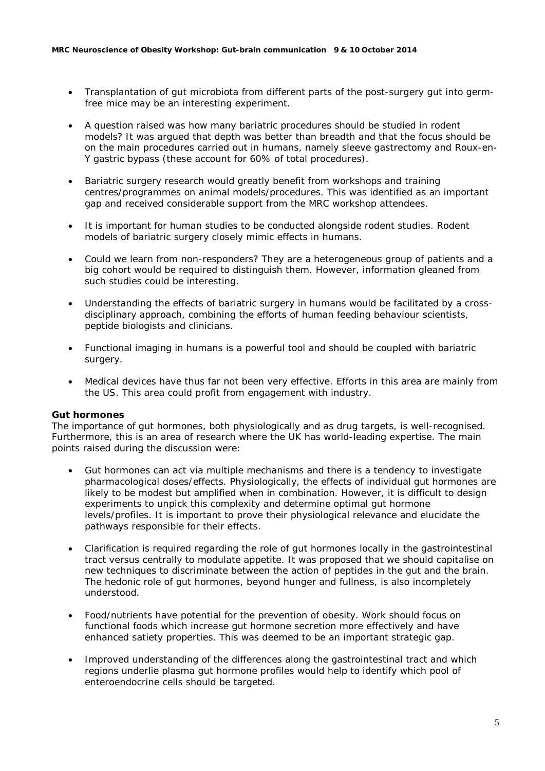- Transplantation of gut microbiota from different parts of the post-surgery gut into germ-free mice may be an interesting experiment.

- A question raised was how many bariatric procedures should be studied in rodent models? It was argued that depth was better than breadth and that the focus should be on the main procedures carried out in humans, namely sleeve gastrectomy and Roux-en-Y gastric bypass (these account for 60% of total procedures).

- Bariatric surgery research would greatly benefit from workshops and training centres/programmes on animal models/procedures. This was identified as an important gap and received considerable support from the MRC workshop attendees.

- It is important for human studies to be conducted alongside rodent studies. Rodent models of bariatric surgery closely mimic effects in humans.

- Could we learn from non-responders? They are a heterogeneous group of patients and a big cohort would be required to distinguish them. However, information gleaned from such studies could be interesting.

- Understanding the effects of bariatric surgery in humans would be facilitated by a cross-disciplinary approach, combining the efforts of human feeding behaviour scientists, peptide biologists and clinicians.

- Functional imaging in humans is a powerful tool and should be coupled with bariatric surgery.

- Medical devices have thus far not been very effective. Efforts in this area are mainly from the US. This area could profit from engagement with industry.

**Gut hormones**

The importance of gut hormones, both physiologically and as drug targets, is well-recognised. Furthermore, this is an area of research where the UK has world-leading expertise. The main points raised during the discussion were:

- Gut hormones can act via multiple mechanisms and there is a tendency to investigate pharmacological doses/effects. Physiologically, the effects of individual gut hormones are likely to be modest but amplified when in combination. However, it is difficult to design experiments to unpick this complexity and determine optimal gut hormone levels/profiles. It is important to prove their physiological relevance and elucidate the pathways responsible for their effects.

- Clarification is required regarding the role of gut hormones locally in the gastrointestinal tract versus centrally to modulate appetite. It was proposed that we should capitalise on new techniques to discriminate between the action of peptides in the gut and the brain. The hedonic role of gut hormones, beyond hunger and fullness, is also incompletely understood.

- Food/nutrients have potential for the prevention of obesity. Work should focus on functional foods which increase gut hormone secretion more effectively and have enhanced satiety properties. This was deemed to be an important strategic gap.

- Improved understanding of the differences along the gastrointestinal tract and which regions underlie plasma gut hormone profiles would help to identify which pool of enteroendocrine cells should be targeted.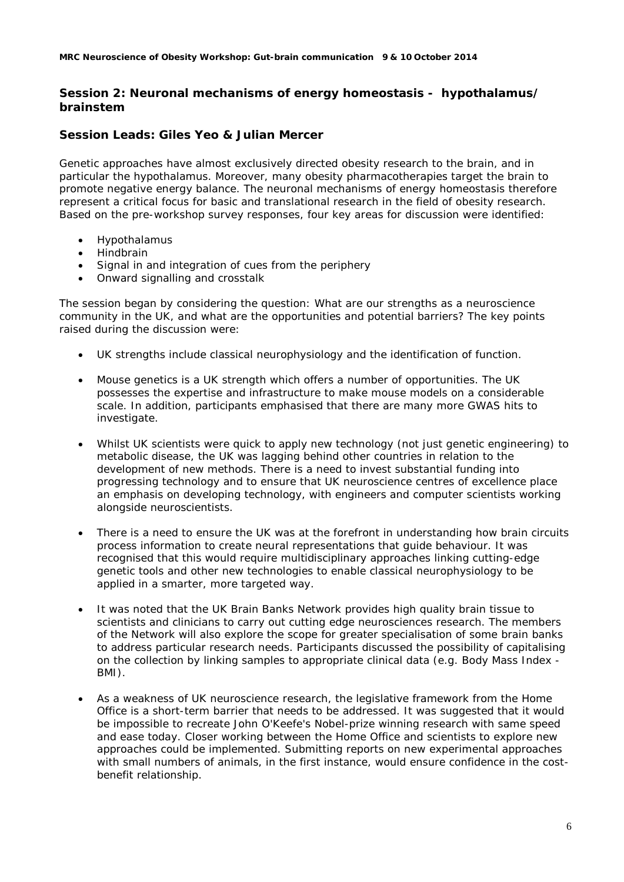## Session 2: Neuronal mechanisms of energy homeostasis - hypothalamus/ brainstem

### Session Leads: Giles Yeo & Julian Mercer

Genetic approaches have almost exclusively directed obesity research to the brain, and in particular the hypothalamus. Moreover, many obesity pharmacotherapies target the brain to promote negative energy balance. The neuronal mechanisms of energy homeostasis therefore represent a critical focus for basic and translational research in the field of obesity research. Based on the pre-workshop survey responses, four key areas for discussion were identified:

- Hypothalamus
- Hindbrain
- Signal in and integration of cues from the periphery
- Onward signalling and crosstalk

The session began by considering the question: What are our strengths as a neuroscience community in the UK, and what are the opportunities and potential barriers? The key points raised during the discussion were:

- UK strengths include classical neurophysiology and the identification of function.
- Mouse genetics is a UK strength which offers a number of opportunities. The UK possesses the expertise and infrastructure to make mouse models on a considerable scale. In addition, participants emphasised that there are many more GWAS hits to investigate.
- Whilst UK scientists were quick to apply new technology (not just genetic engineering) to metabolic disease, the UK was lagging behind other countries in relation to the development of new methods. There is a need to invest substantial funding into progressing technology and to ensure that UK neuroscience centres of excellence place an emphasis on developing technology, with engineers and computer scientists working alongside neuroscientists.
- There is a need to ensure the UK was at the forefront in understanding how brain circuits process information to create neural representations that guide behaviour. It was recognised that this would require multidisciplinary approaches linking cutting-edge genetic tools and other new technologies to enable classical neurophysiology to be applied in a smarter, more targeted way.
- It was noted that the UK Brain Banks Network provides high quality brain tissue to scientists and clinicians to carry out cutting edge neurosciences research. The members of the Network will also explore the scope for greater specialisation of some brain banks to address particular research needs. Participants discussed the possibility of capitalising on the collection by linking samples to appropriate clinical data (e.g. Body Mass Index - BMI).
- As a weakness of UK neuroscience research, the legislative framework from the Home Office is a short-term barrier that needs to be addressed. It was suggested that it would be impossible to recreate John O'Keefe's Nobel-prize winning research with same speed and ease today. Closer working between the Home Office and scientists to explore new approaches could be implemented. Submitting reports on new experimental approaches with small numbers of animals, in the first instance, would ensure confidence in the cost-benefit relationship.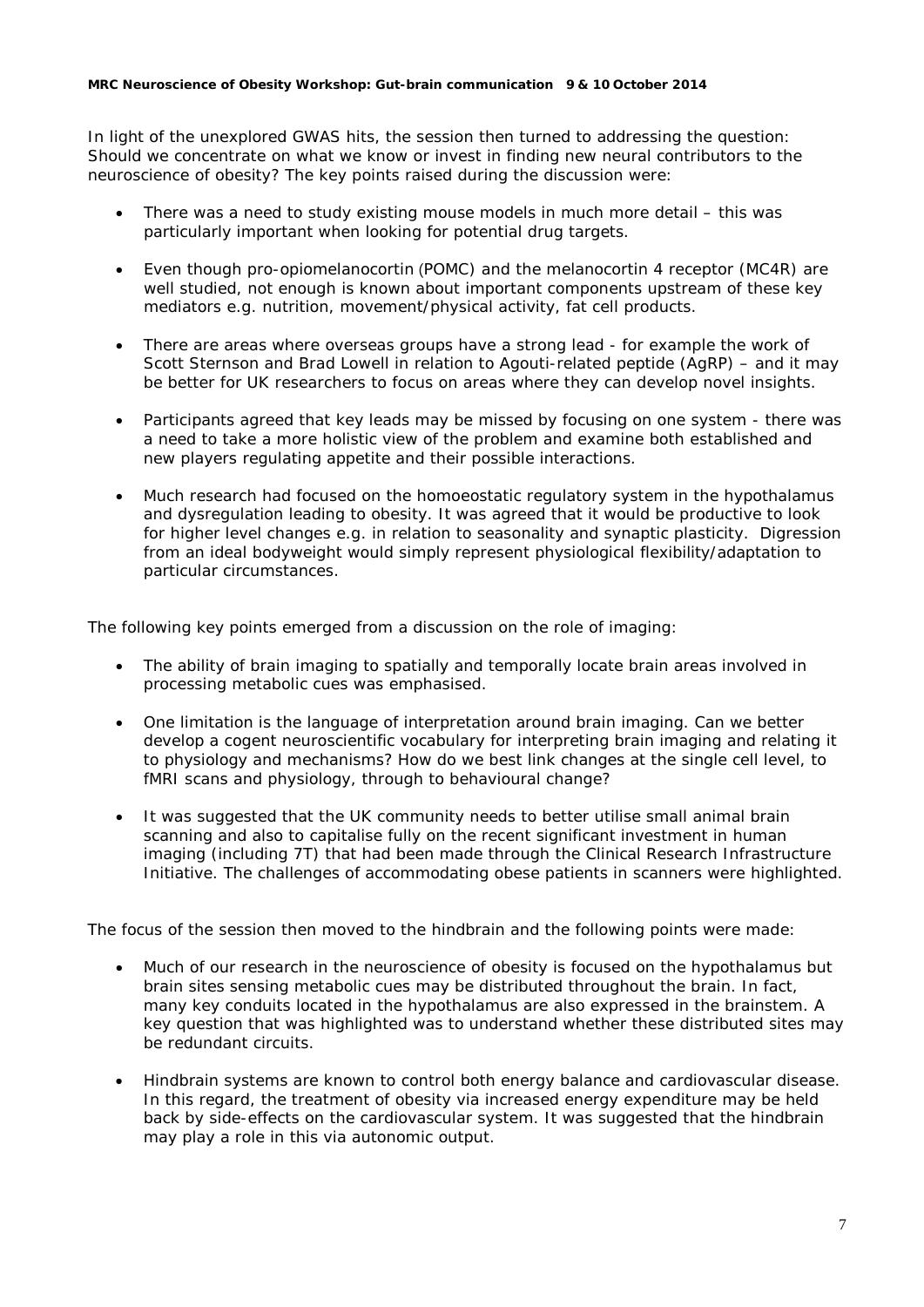In light of the unexplored GWAS hits, the session then turned to addressing the question: Should we concentrate on what we know or invest in finding new neural contributors to the neuroscience of obesity? The key points raised during the discussion were:

- There was a need to study existing mouse models in much more detail – this was particularly important when looking for potential drug targets.
- Even though pro-opiomelanocortin (POMC) and the melanocortin 4 receptor (MC4R) are well studied, not enough is known about important components upstream of these key mediators e.g. nutrition, movement/physical activity, fat cell products.
- There are areas where overseas groups have a strong lead - for example the work of Scott Sternson and Brad Lowell in relation to Agouti-related peptide (AgRP) – and it may be better for UK researchers to focus on areas where they can develop novel insights.
- Participants agreed that key leads may be missed by focusing on one system - there was a need to take a more holistic view of the problem and examine both established and new players regulating appetite and their possible interactions.
- Much research had focused on the homoeostatic regulatory system in the hypothalamus and dysregulation leading to obesity. It was agreed that it would be productive to look for higher level changes e.g. in relation to seasonality and synaptic plasticity. Digression from an ideal bodyweight would simply represent physiological flexibility/adaptation to particular circumstances.

The following key points emerged from a discussion on the role of imaging:

- The ability of brain imaging to spatially and temporally locate brain areas involved in processing metabolic cues was emphasised.
- One limitation is the language of interpretation around brain imaging. Can we better develop a cogent neuroscientific vocabulary for interpreting brain imaging and relating it to physiology and mechanisms? How do we best link changes at the single cell level, to fMRI scans and physiology, through to behavioural change?
- It was suggested that the UK community needs to better utilise small animal brain scanning and also to capitalise fully on the recent significant investment in human imaging (including 7T) that had been made through the Clinical Research Infrastructure Initiative. The challenges of accommodating obese patients in scanners were highlighted.

The focus of the session then moved to the hindbrain and the following points were made:

- Much of our research in the neuroscience of obesity is focused on the hypothalamus but brain sites sensing metabolic cues may be distributed throughout the brain. In fact, many key conduits located in the hypothalamus are also expressed in the brainstem. A key question that was highlighted was to understand whether these distributed sites may be redundant circuits.
- Hindbrain systems are known to control both energy balance and cardiovascular disease. In this regard, the treatment of obesity via increased energy expenditure may be held back by side-effects on the cardiovascular system. It was suggested that the hindbrain may play a role in this via autonomic output.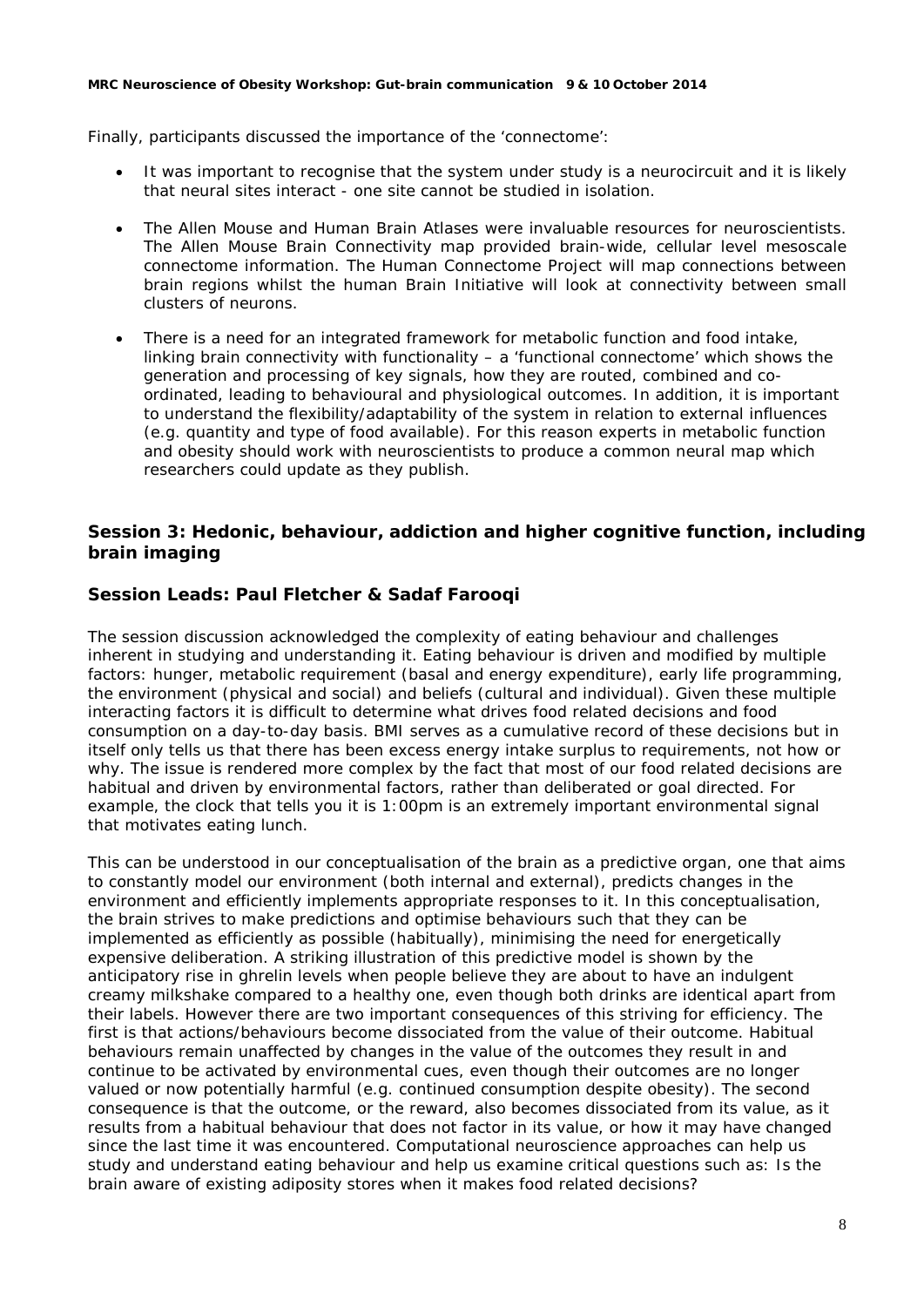Finally, participants discussed the importance of the 'connectome':

- It was important to recognise that the system under study is a neurocircuit and it is likely that neural sites interact - one site cannot be studied in isolation.
- The Allen Mouse and Human Brain Atlases were invaluable resources for neuroscientists. The Allen Mouse Brain Connectivity map provided brain-wide, cellular level mesoscale connectome information. The Human Connectome Project will map connections between brain regions whilst the human Brain Initiative will look at connectivity between small clusters of neurons.
- There is a need for an integrated framework for metabolic function and food intake, linking brain connectivity with functionality – a 'functional connectome' which shows the generation and processing of key signals, how they are routed, combined and co-ordinated, leading to behavioural and physiological outcomes. In addition, it is important to understand the flexibility/adaptability of the system in relation to external influences (e.g. quantity and type of food available). For this reason experts in metabolic function and obesity should work with neuroscientists to produce a common neural map which researchers could update as they publish.

## Session 3: Hedonic, behaviour, addiction and higher cognitive function, including brain imaging

## Session Leads: Paul Fletcher & Sadaf Farooqi

The session discussion acknowledged the complexity of eating behaviour and challenges inherent in studying and understanding it. Eating behaviour is driven and modified by multiple factors: hunger, metabolic requirement (basal and energy expenditure), early life programming, the environment (physical and social) and beliefs (cultural and individual). Given these multiple interacting factors it is difficult to determine what drives food related decisions and food consumption on a day-to-day basis. BMI serves as a cumulative record of these decisions but in itself only tells us that there has been excess energy intake surplus to requirements, not how or why. The issue is rendered more complex by the fact that most of our food related decisions are habitual and driven by environmental factors, rather than deliberated or goal directed. For example, the clock that tells you it is 1:00pm is an extremely important environmental signal that motivates eating lunch.

This can be understood in our conceptualisation of the brain as a predictive organ, one that aims to constantly model our environment (both internal and external), predicts changes in the environment and efficiently implements appropriate responses to it. In this conceptualisation, the brain strives to make predictions and optimise behaviours such that they can be implemented as efficiently as possible (habitually), minimising the need for energetically expensive deliberation. A striking illustration of this predictive model is shown by the anticipatory rise in ghrelin levels when people believe they are about to have an indulgent creamy milkshake compared to a healthy one, even though both drinks are identical apart from their labels. However there are two important consequences of this striving for efficiency. The first is that actions/behaviours become dissociated from the value of their outcome. Habitual behaviours remain unaffected by changes in the value of the outcomes they result in and continue to be activated by environmental cues, even though their outcomes are no longer valued or now potentially harmful (e.g. continued consumption despite obesity). The second consequence is that the outcome, or the reward, also becomes dissociated from its value, as it results from a habitual behaviour that does not factor in its value, or how it may have changed since the last time it was encountered. Computational neuroscience approaches can help us study and understand eating behaviour and help us examine critical questions such as: Is the brain aware of existing adiposity stores when it makes food related decisions?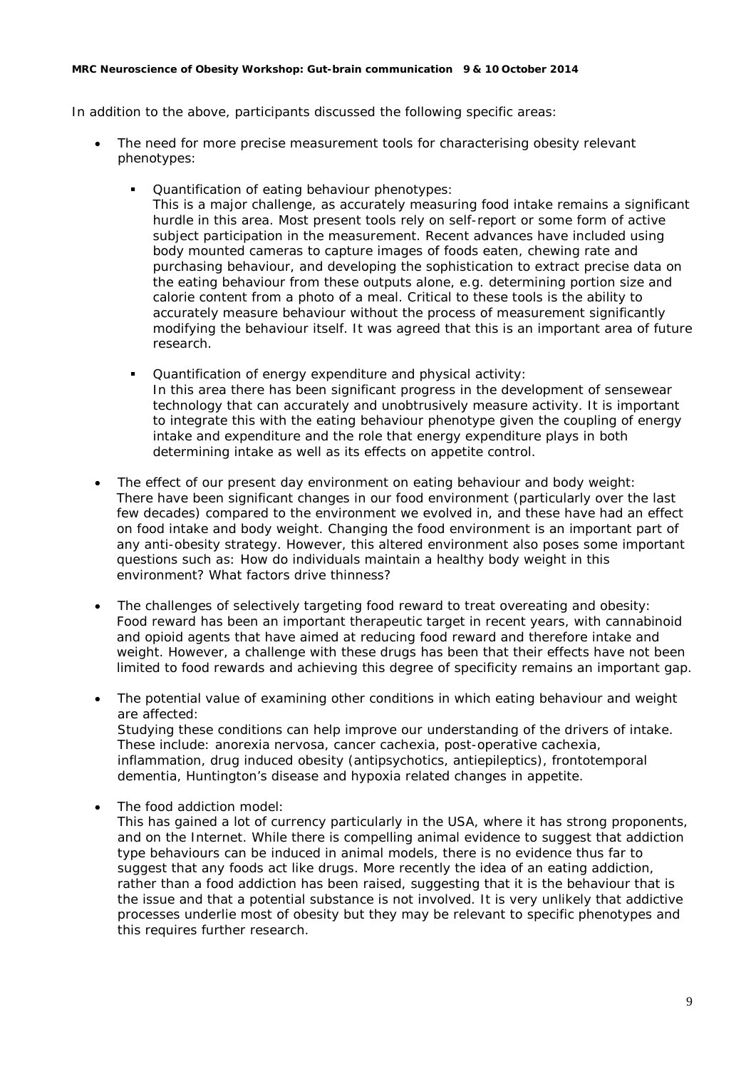In addition to the above, participants discussed the following specific areas:

- The need for more precise measurement tools for characterising obesity relevant phenotypes:
  - *Quantification of eating behaviour phenotypes:*
    This is a major challenge, as accurately measuring food intake remains a significant hurdle in this area. Most present tools rely on self-report or some form of active subject participation in the measurement. Recent advances have included using body mounted cameras to capture images of foods eaten, chewing rate and purchasing behaviour, and developing the sophistication to extract precise data on the eating behaviour from these outputs alone, e.g. determining portion size and calorie content from a photo of a meal. Critical to these tools is the ability to accurately measure behaviour without the process of measurement significantly modifying the behaviour itself. It was agreed that this is an important area of future research.
  - *Quantification of energy expenditure and physical activity:*
    In this area there has been significant progress in the development of sensewear technology that can accurately and unobtrusively measure activity. It is important to integrate this with the eating behaviour phenotype given the coupling of energy intake and expenditure and the role that energy expenditure plays in both determining intake as well as its effects on appetite control.
- The effect of our present day environment on eating behaviour and body weight:
  There have been significant changes in our food environment (particularly over the last few decades) compared to the environment we evolved in, and these have had an effect on food intake and body weight. Changing the food environment is an important part of any anti-obesity strategy. However, this altered environment also poses some important questions such as: How do individuals maintain a healthy body weight in this environment? What factors drive thinness?
- The challenges of selectively targeting food reward to treat overeating and obesity:
  Food reward has been an important therapeutic target in recent years, with cannabinoid and opioid agents that have aimed at reducing food reward and therefore intake and weight. However, a challenge with these drugs has been that their effects have not been limited to food rewards and achieving this degree of specificity remains an important gap.
- The potential value of examining other conditions in which eating behaviour and weight are affected:
  Studying these conditions can help improve our understanding of the drivers of intake. These include: anorexia nervosa, cancer cachexia, post-operative cachexia, inflammation, drug induced obesity (antipsychotics, antiepileptics), frontotemporal dementia, Huntington's disease and hypoxia related changes in appetite.
- The food addiction model:
  This has gained a lot of currency particularly in the USA, where it has strong proponents, and on the Internet. While there is compelling animal evidence to suggest that addiction type behaviours can be induced in animal models, there is no evidence thus far to suggest that any foods act like drugs. More recently the idea of an eating addiction, rather than a food addiction has been raised, suggesting that it is the behaviour that is the issue and that a potential substance is not involved. It is very unlikely that addictive processes underlie most of obesity but they may be relevant to specific phenotypes and this requires further research.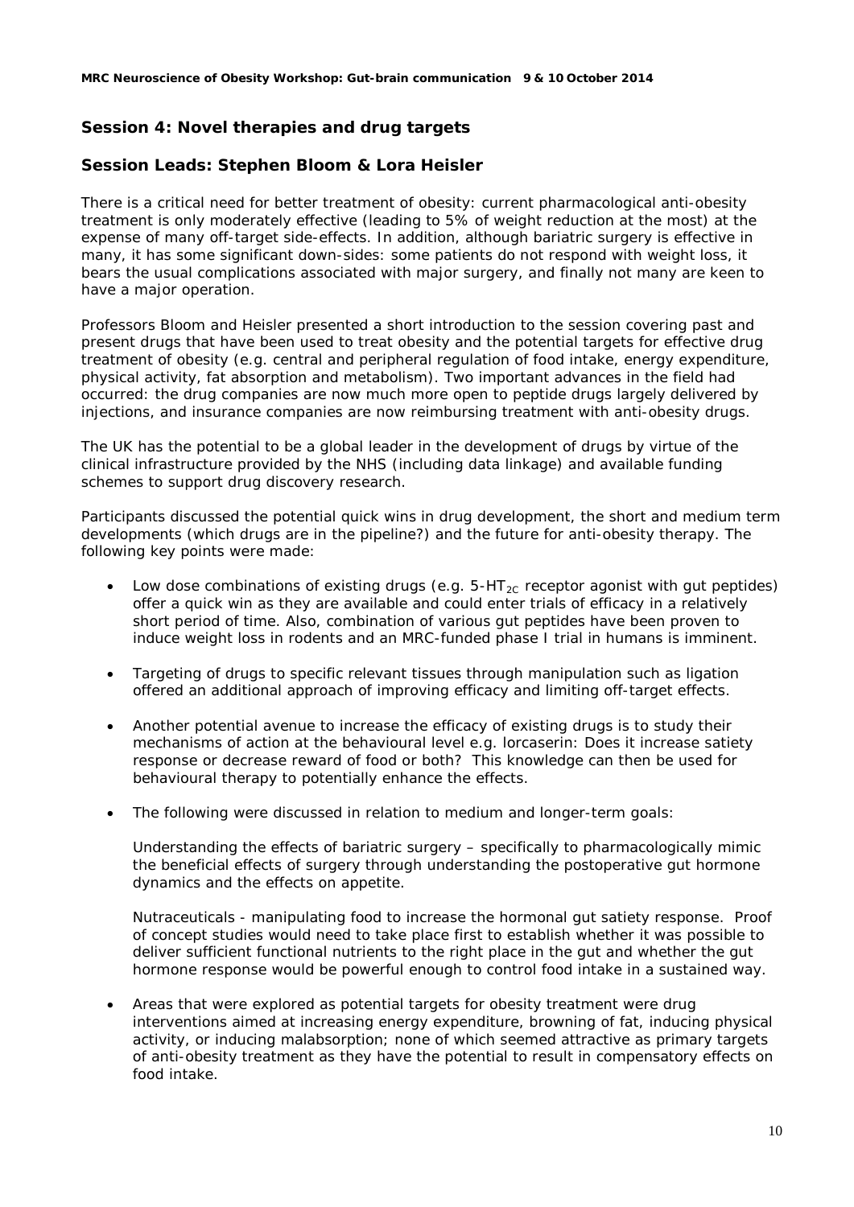## Session 4: Novel therapies and drug targets

## Session Leads: Stephen Bloom & Lora Heisler

There is a critical need for better treatment of obesity: current pharmacological anti-obesity treatment is only moderately effective (leading to 5% of weight reduction at the most) at the expense of many off-target side-effects. In addition, although bariatric surgery is effective in many, it has some significant down-sides: some patients do not respond with weight loss, it bears the usual complications associated with major surgery, and finally not many are keen to have a major operation.

Professors Bloom and Heisler presented a short introduction to the session covering past and present drugs that have been used to treat obesity and the potential targets for effective drug treatment of obesity (e.g. central and peripheral regulation of food intake, energy expenditure, physical activity, fat absorption and metabolism). Two important advances in the field had occurred: the drug companies are now much more open to peptide drugs largely delivered by injections, and insurance companies are now reimbursing treatment with anti-obesity drugs.

The UK has the potential to be a global leader in the development of drugs by virtue of the clinical infrastructure provided by the NHS (including data linkage) and available funding schemes to support drug discovery research.

Participants discussed the potential quick wins in drug development, the short and medium term developments (which drugs are in the pipeline?) and the future for anti-obesity therapy. The following key points were made:

- Low dose combinations of existing drugs (e.g. 5-HT$_{2C}$ receptor agonist with gut peptides) offer a quick win as they are available and could enter trials of efficacy in a relatively short period of time. Also, combination of various gut peptides have been proven to induce weight loss in rodents and an MRC-funded phase I trial in humans is imminent.

- Targeting of drugs to specific relevant tissues through manipulation such as ligation offered an additional approach of improving efficacy and limiting off-target effects.

- Another potential avenue to increase the efficacy of existing drugs is to study their mechanisms of action at the behavioural level e.g. lorcaserin: Does it increase satiety response or decrease reward of food or both? This knowledge can then be used for behavioural therapy to potentially enhance the effects.

- The following were discussed in relation to medium and longer-term goals:

  Understanding the effects of bariatric surgery – specifically to pharmacologically mimic the beneficial effects of surgery through understanding the postoperative gut hormone dynamics and the effects on appetite.

  Nutraceuticals - manipulating food to increase the hormonal gut satiety response. Proof of concept studies would need to take place first to establish whether it was possible to deliver sufficient functional nutrients to the right place in the gut and whether the gut hormone response would be powerful enough to control food intake in a sustained way.

- Areas that were explored as potential targets for obesity treatment were drug interventions aimed at increasing energy expenditure, browning of fat, inducing physical activity, or inducing malabsorption; none of which seemed attractive as primary targets of anti-obesity treatment as they have the potential to result in compensatory effects on food intake.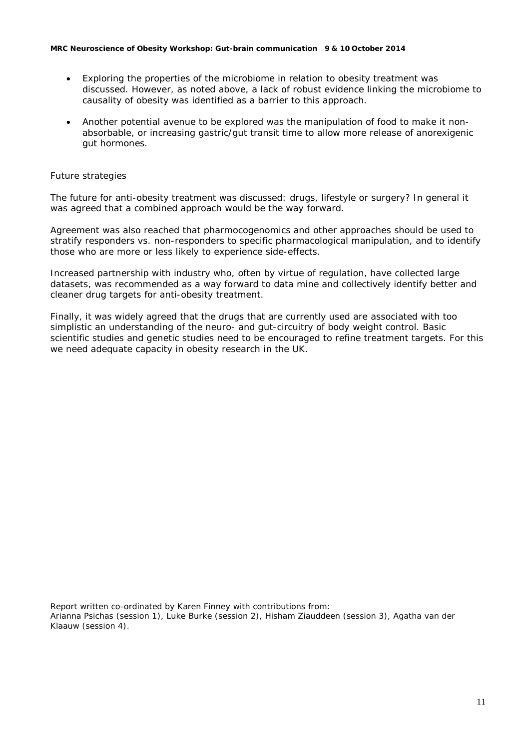- Exploring the properties of the microbiome in relation to obesity treatment was discussed. However, as noted above, a lack of robust evidence linking the microbiome to causality of obesity was identified as a barrier to this approach.
- Another potential avenue to be explored was the manipulation of food to make it non-absorbable, or increasing gastric/gut transit time to allow more release of anorexigenic gut hormones.

<u>Future strategies</u>

The future for anti-obesity treatment was discussed: drugs, lifestyle or surgery? In general it was agreed that a combined approach would be the way forward.

Agreement was also reached that pharmocogenomics and other approaches should be used to stratify responders vs. non-responders to specific pharmacological manipulation, and to identify those who are more or less likely to experience side-effects.

Increased partnership with industry who, often by virtue of regulation, have collected large datasets, was recommended as a way forward to data mine and collectively identify better and cleaner drug targets for anti-obesity treatment.

Finally, it was widely agreed that the drugs that are currently used are associated with too simplistic an understanding of the neuro- and gut-circuitry of body weight control. Basic scientific studies and genetic studies need to be encouraged to refine treatment targets. For this we need adequate capacity in obesity research in the UK.

Report written co-ordinated by Karen Finney with contributions from:
Arianna Psichas (session 1), Luke Burke (session 2), Hisham Ziauddeen (session 3), Agatha van der Klaauw (session 4).